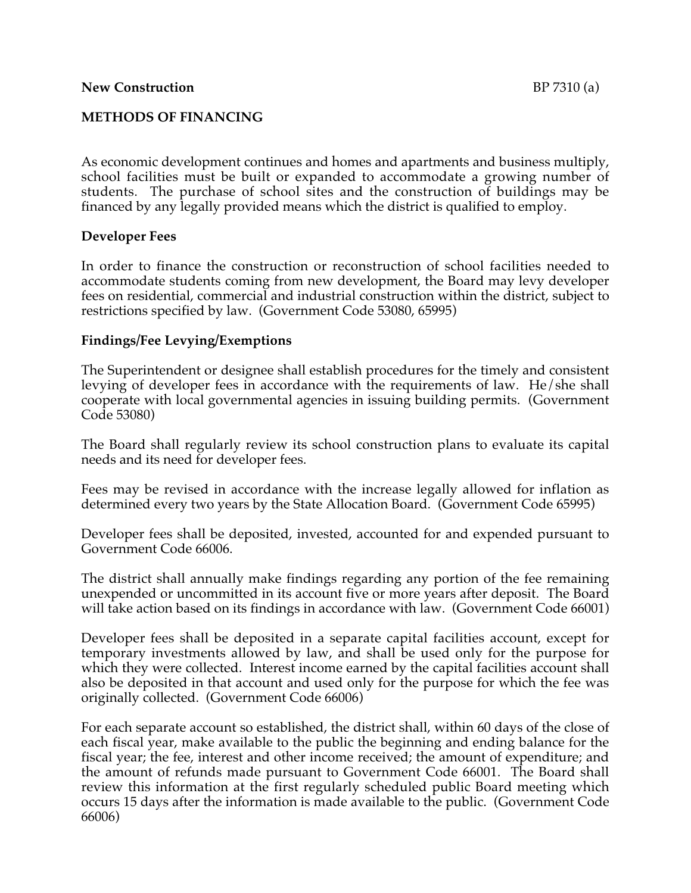**New Construction** BP 7310 (a)

**METHODS OF FINANCING**

As economic development continues and homes and apartments and business multiply, school facilities must be built or expanded to accommodate a growing number of students. The purchase of school sites and the construction of buildings may be financed by any legally provided means which the district is qualified to employ.

**Developer Fees**

In order to finance the construction or reconstruction of school facilities needed to accommodate students coming from new development, the Board may levy developer fees on residential, commercial and industrial construction within the district, subject to restrictions specified by law. (Government Code 53080, 65995)

**Findings/Fee Levying/Exemptions**

The Superintendent or designee shall establish procedures for the timely and consistent levying of developer fees in accordance with the requirements of law. He/she shall cooperate with local governmental agencies in issuing building permits. (Government Code 53080)

The Board shall regularly review its school construction plans to evaluate its capital needs and its need for developer fees.

Fees may be revised in accordance with the increase legally allowed for inflation as determined every two years by the State Allocation Board. (Government Code 65995)

Developer fees shall be deposited, invested, accounted for and expended pursuant to Government Code 66006.

The district shall annually make findings regarding any portion of the fee remaining unexpended or uncommitted in its account five or more years after deposit. The Board will take action based on its findings in accordance with law. (Government Code 66001)

Developer fees shall be deposited in a separate capital facilities account, except for temporary investments allowed by law, and shall be used only for the purpose for which they were collected. Interest income earned by the capital facilities account shall also be deposited in that account and used only for the purpose for which the fee was originally collected. (Government Code 66006)

For each separate account so established, the district shall, within 60 days of the close of each fiscal year, make available to the public the beginning and ending balance for the fiscal year; the fee, interest and other income received; the amount of expenditure; and the amount of refunds made pursuant to Government Code 66001. The Board shall review this information at the first regularly scheduled public Board meeting which occurs 15 days after the information is made available to the public. (Government Code 66006)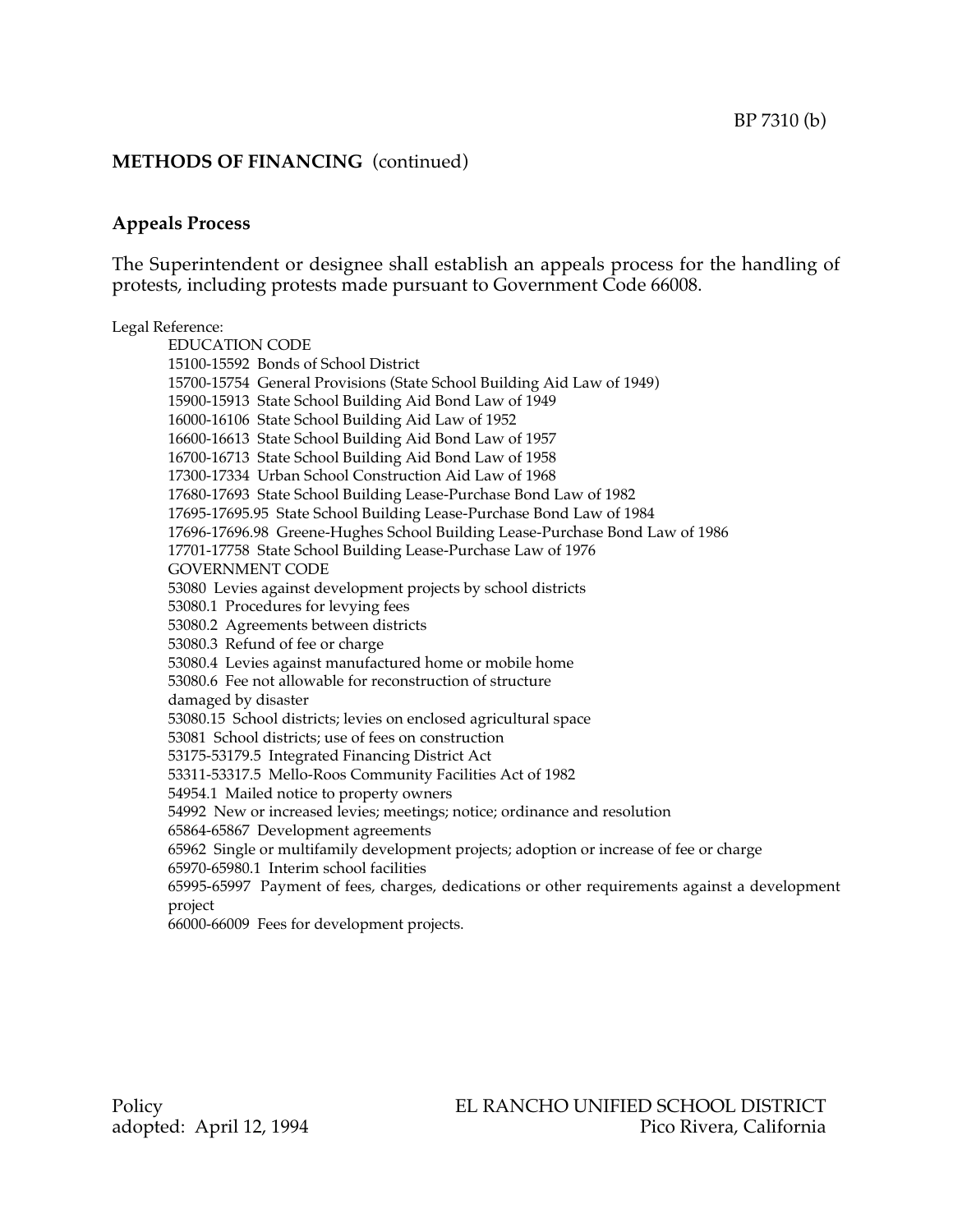## METHODS OF FINANCING (continued)

### Appeals Process

The Superintendent or designee shall establish an appeals process for the handling of protests, including protests made pursuant to Government Code 66008.

Legal Reference:

EDUCATION CODE

15100-15592 Bonds of School District

15700-15754 General Provisions (State School Building Aid Law of 1949)

15900-15913 State School Building Aid Bond Law of 1949

16000-16106 State School Building Aid Law of 1952

16600-16613 State School Building Aid Bond Law of 1957

16700-16713 State School Building Aid Bond Law of 1958

17300-17334 Urban School Construction Aid Law of 1968

17680-17693 State School Building Lease-Purchase Bond Law of 1982

17695-17695.95 State School Building Lease-Purchase Bond Law of 1984

17696-17696.98 Greene-Hughes School Building Lease-Purchase Bond Law of 1986

17701-17758 State School Building Lease-Purchase Law of 1976

GOVERNMENT CODE

53080 Levies against development projects by school districts

53080.1 Procedures for levying fees

53080.2 Agreements between districts

53080.3 Refund of fee or charge

53080.4 Levies against manufactured home or mobile home

53080.6 Fee not allowable for reconstruction of structure damaged by disaster

53080.15 School districts; levies on enclosed agricultural space

53081 School districts; use of fees on construction

53175-53179.5 Integrated Financing District Act

53311-53317.5 Mello-Roos Community Facilities Act of 1982

54954.1 Mailed notice to property owners

54992 New or increased levies; meetings; notice; ordinance and resolution

65864-65867 Development agreements

65962 Single or multifamily development projects; adoption or increase of fee or charge

65970-65980.1 Interim school facilities

65995-65997 Payment of fees, charges, dedications or other requirements against a development project

66000-66009 Fees for development projects.

Policy adopted: April 12, 1994

EL RANCHO UNIFIED SCHOOL DISTRICT
Pico Rivera, California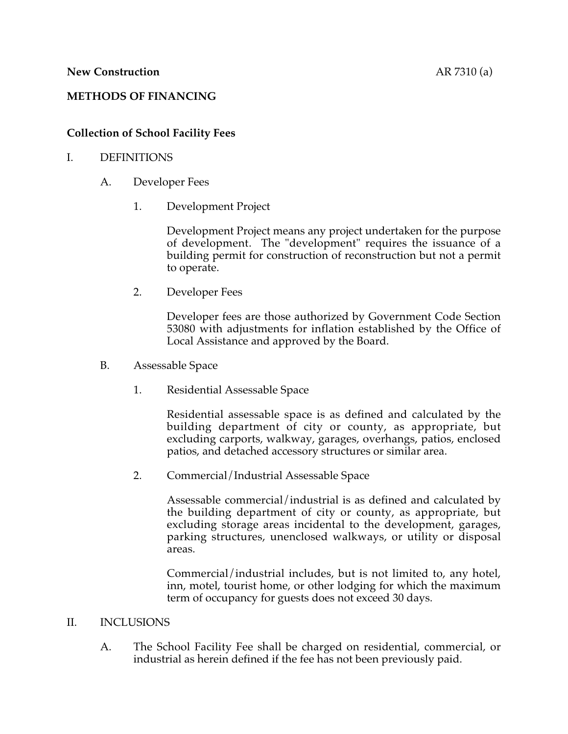**New Construction** AR 7310 (a)

**METHODS OF FINANCING**

**Collection of School Facility Fees**

I. DEFINITIONS

A. Developer Fees

1. Development Project

Development Project means any project undertaken for the purpose of development. The "development" requires the issuance of a building permit for construction of reconstruction but not a permit to operate.

2. Developer Fees

Developer fees are those authorized by Government Code Section 53080 with adjustments for inflation established by the Office of Local Assistance and approved by the Board.

B. Assessable Space

1. Residential Assessable Space

Residential assessable space is as defined and calculated by the building department of city or county, as appropriate, but excluding carports, walkway, garages, overhangs, patios, enclosed patios, and detached accessory structures or similar area.

2. Commercial/Industrial Assessable Space

Assessable commercial/industrial is as defined and calculated by the building department of city or county, as appropriate, but excluding storage areas incidental to the development, garages, parking structures, unenclosed walkways, or utility or disposal areas.

Commercial/industrial includes, but is not limited to, any hotel, inn, motel, tourist home, or other lodging for which the maximum term of occupancy for guests does not exceed 30 days.

II. INCLUSIONS

A. The School Facility Fee shall be charged on residential, commercial, or industrial as herein defined if the fee has not been previously paid.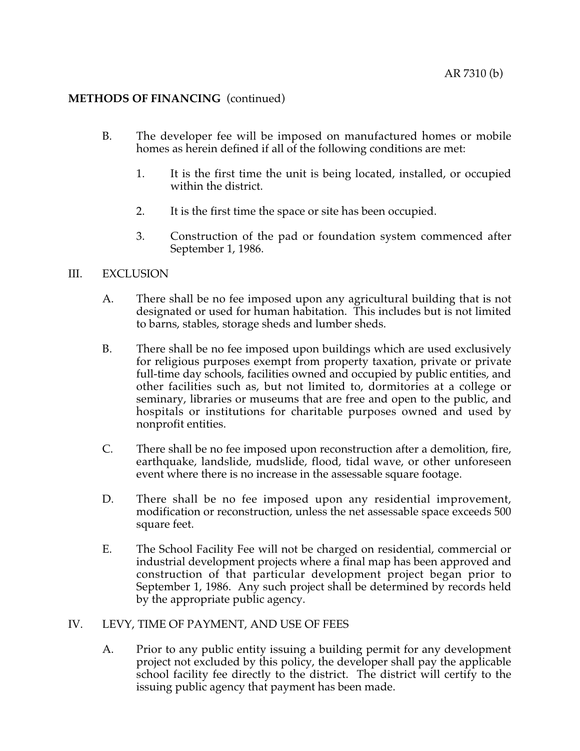**METHODS OF FINANCING** (continued)

B. The developer fee will be imposed on manufactured homes or mobile homes as herein defined if all of the following conditions are met:

1. It is the first time the unit is being located, installed, or occupied within the district.

2. It is the first time the space or site has been occupied.

3. Construction of the pad or foundation system commenced after September 1, 1986.

III. EXCLUSION

A. There shall be no fee imposed upon any agricultural building that is not designated or used for human habitation. This includes but is not limited to barns, stables, storage sheds and lumber sheds.

B. There shall be no fee imposed upon buildings which are used exclusively for religious purposes exempt from property taxation, private or private full-time day schools, facilities owned and occupied by public entities, and other facilities such as, but not limited to, dormitories at a college or seminary, libraries or museums that are free and open to the public, and hospitals or institutions for charitable purposes owned and used by nonprofit entities.

C. There shall be no fee imposed upon reconstruction after a demolition, fire, earthquake, landslide, mudslide, flood, tidal wave, or other unforeseen event where there is no increase in the assessable square footage.

D. There shall be no fee imposed upon any residential improvement, modification or reconstruction, unless the net assessable space exceeds 500 square feet.

E. The School Facility Fee will not be charged on residential, commercial or industrial development projects where a final map has been approved and construction of that particular development project began prior to September 1, 1986. Any such project shall be determined by records held by the appropriate public agency.

IV. LEVY, TIME OF PAYMENT, AND USE OF FEES

A. Prior to any public entity issuing a building permit for any development project not excluded by this policy, the developer shall pay the applicable school facility fee directly to the district. The district will certify to the issuing public agency that payment has been made.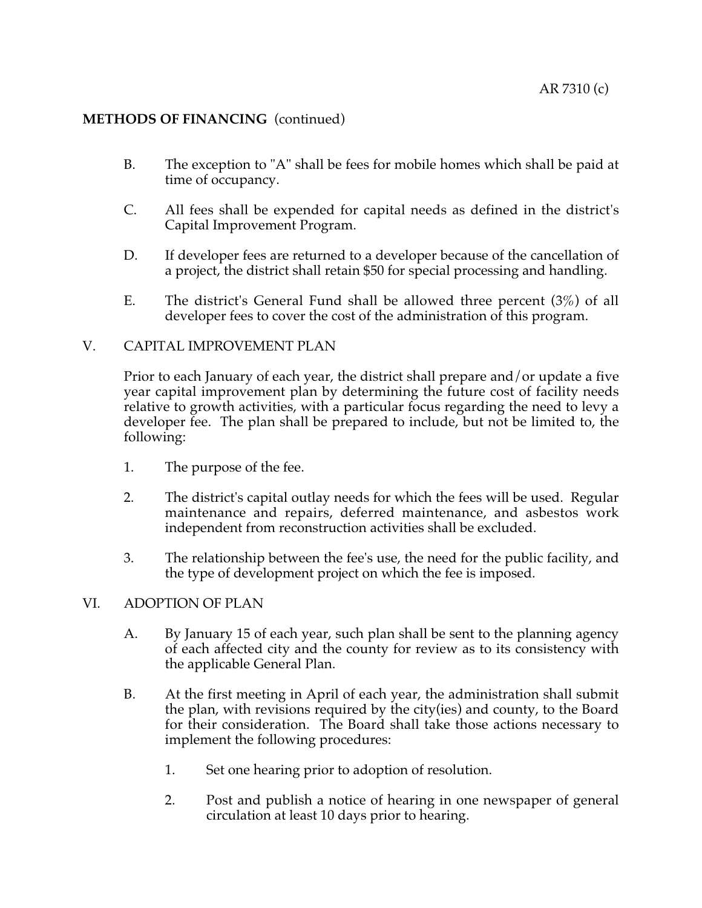**METHODS OF FINANCING** (continued)

B. The exception to "A" shall be fees for mobile homes which shall be paid at time of occupancy.

C. All fees shall be expended for capital needs as defined in the district's Capital Improvement Program.

D. If developer fees are returned to a developer because of the cancellation of a project, the district shall retain $50 for special processing and handling.

E. The district's General Fund shall be allowed three percent (3%) of all developer fees to cover the cost of the administration of this program.

V. CAPITAL IMPROVEMENT PLAN

Prior to each January of each year, the district shall prepare and/or update a five year capital improvement plan by determining the future cost of facility needs relative to growth activities, with a particular focus regarding the need to levy a developer fee. The plan shall be prepared to include, but not be limited to, the following:

1. The purpose of the fee.

2. The district's capital outlay needs for which the fees will be used. Regular maintenance and repairs, deferred maintenance, and asbestos work independent from reconstruction activities shall be excluded.

3. The relationship between the fee's use, the need for the public facility, and the type of development project on which the fee is imposed.

VI. ADOPTION OF PLAN

A. By January 15 of each year, such plan shall be sent to the planning agency of each affected city and the county for review as to its consistency with the applicable General Plan.

B. At the first meeting in April of each year, the administration shall submit the plan, with revisions required by the city(ies) and county, to the Board for their consideration. The Board shall take those actions necessary to implement the following procedures:

   1. Set one hearing prior to adoption of resolution.

   2. Post and publish a notice of hearing in one newspaper of general circulation at least 10 days prior to hearing.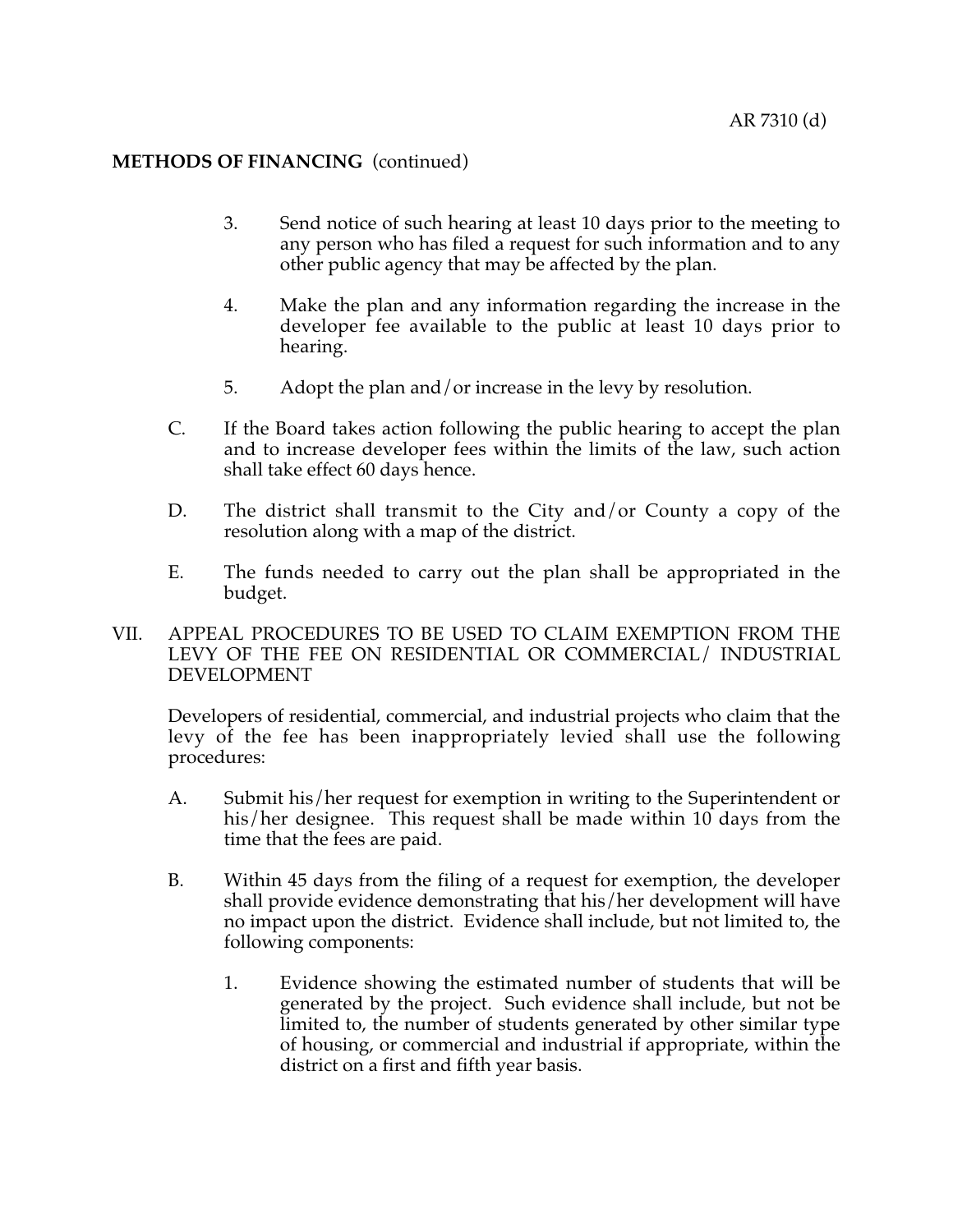**METHODS OF FINANCING** (continued)

3. Send notice of such hearing at least 10 days prior to the meeting to any person who has filed a request for such information and to any other public agency that may be affected by the plan.

4. Make the plan and any information regarding the increase in the developer fee available to the public at least 10 days prior to hearing.

5. Adopt the plan and/or increase in the levy by resolution.

C. If the Board takes action following the public hearing to accept the plan and to increase developer fees within the limits of the law, such action shall take effect 60 days hence.

D. The district shall transmit to the City and/or County a copy of the resolution along with a map of the district.

E. The funds needed to carry out the plan shall be appropriated in the budget.

VII. APPEAL PROCEDURES TO BE USED TO CLAIM EXEMPTION FROM THE LEVY OF THE FEE ON RESIDENTIAL OR COMMERCIAL/ INDUSTRIAL DEVELOPMENT

Developers of residential, commercial, and industrial projects who claim that the levy of the fee has been inappropriately levied shall use the following procedures:

A. Submit his/her request for exemption in writing to the Superintendent or his/her designee. This request shall be made within 10 days from the time that the fees are paid.

B. Within 45 days from the filing of a request for exemption, the developer shall provide evidence demonstrating that his/her development will have no impact upon the district. Evidence shall include, but not limited to, the following components:

1. Evidence showing the estimated number of students that will be generated by the project. Such evidence shall include, but not be limited to, the number of students generated by other similar type of housing, or commercial and industrial if appropriate, within the district on a first and fifth year basis.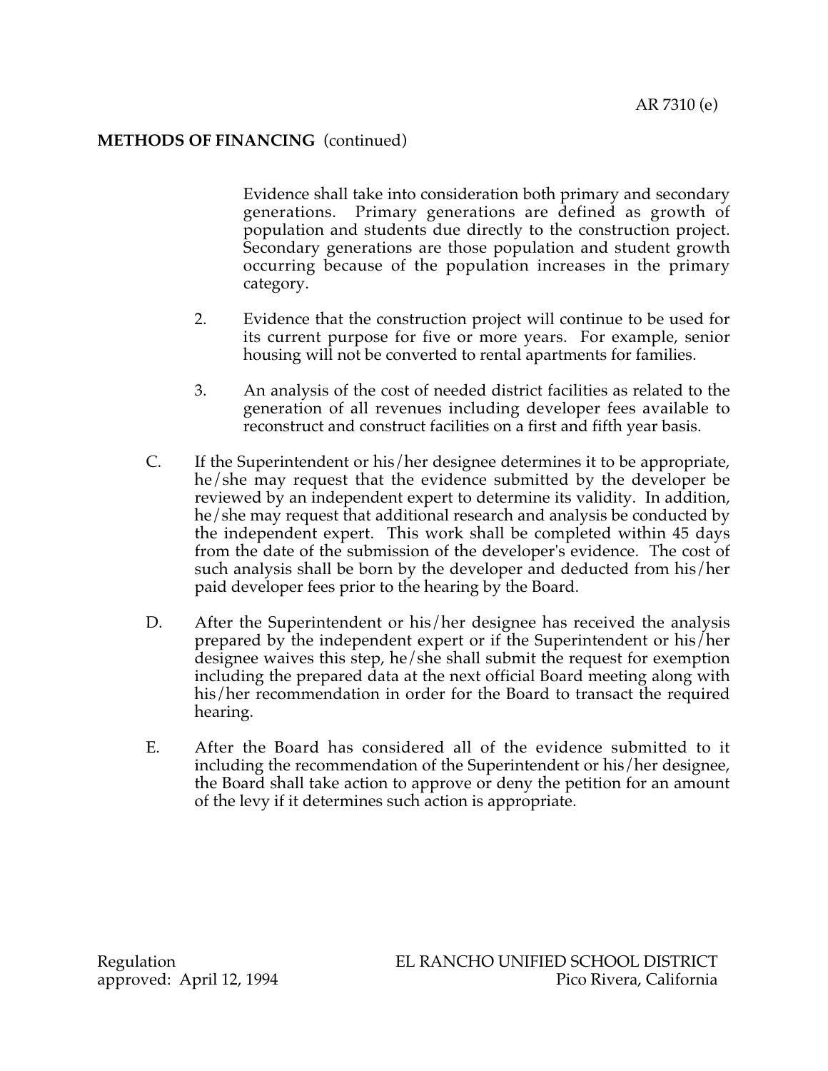**METHODS OF FINANCING** (continued)

Evidence shall take into consideration both primary and secondary generations. Primary generations are defined as growth of population and students due directly to the construction project. Secondary generations are those population and student growth occurring because of the population increases in the primary category.

2. Evidence that the construction project will continue to be used for its current purpose for five or more years. For example, senior housing will not be converted to rental apartments for families.

3. An analysis of the cost of needed district facilities as related to the generation of all revenues including developer fees available to reconstruct and construct facilities on a first and fifth year basis.

C. If the Superintendent or his/her designee determines it to be appropriate, he/she may request that the evidence submitted by the developer be reviewed by an independent expert to determine its validity. In addition, he/she may request that additional research and analysis be conducted by the independent expert. This work shall be completed within 45 days from the date of the submission of the developer's evidence. The cost of such analysis shall be born by the developer and deducted from his/her paid developer fees prior to the hearing by the Board.

D. After the Superintendent or his/her designee has received the analysis prepared by the independent expert or if the Superintendent or his/her designee waives this step, he/she shall submit the request for exemption including the prepared data at the next official Board meeting along with his/her recommendation in order for the Board to transact the required hearing.

E. After the Board has considered all of the evidence submitted to it including the recommendation of the Superintendent or his/her designee, the Board shall take action to approve or deny the petition for an amount of the levy if it determines such action is appropriate.

Regulation
approved: April 12, 1994

EL RANCHO UNIFIED SCHOOL DISTRICT
Pico Rivera, California